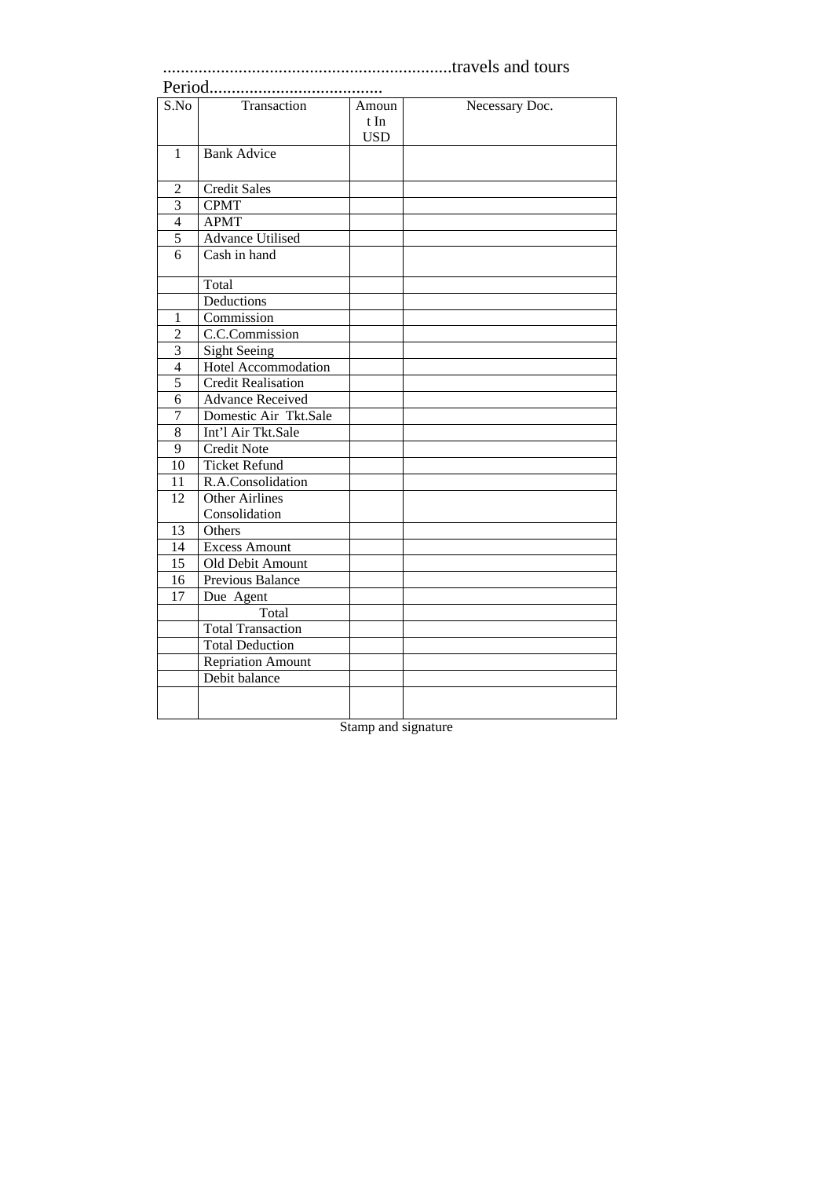.................................................................travels and tours

Period.......................................

| S.No | Transaction | Amount In USD | Necessary Doc. |
|---|---|---|---|
| 1 | Bank Advice | | |
| 2 | Credit Sales | | |
| 3 | CPMT | | |
| 4 | APMT | | |
| 5 | Advance Utilised | | |
| 6 | Cash in hand | | |
| | Total | | |
| | Deductions | | |
| 1 | Commission | | |
| 2 | C.C.Commission | | |
| 3 | Sight Seeing | | |
| 4 | Hotel Accommodation | | |
| 5 | Credit Realisation | | |
| 6 | Advance Received | | |
| 7 | Domestic Air Tkt.Sale | | |
| 8 | Int'l Air Tkt.Sale | | |
| 9 | Credit Note | | |
| 10 | Ticket Refund | | |
| 11 | R.A.Consolidation | | |
| 12 | Other Airlines Consolidation | | |
| 13 | Others | | |
| 14 | Excess Amount | | |
| 15 | Old Debit Amount | | |
| 16 | Previous Balance | | |
| 17 | Due Agent | | |
| | Total | | |
| | Total Transaction | | |
| | Total Deduction | | |
| | Repriation Amount | | |
| | Debit balance | | |
| | | | |

Stamp and signature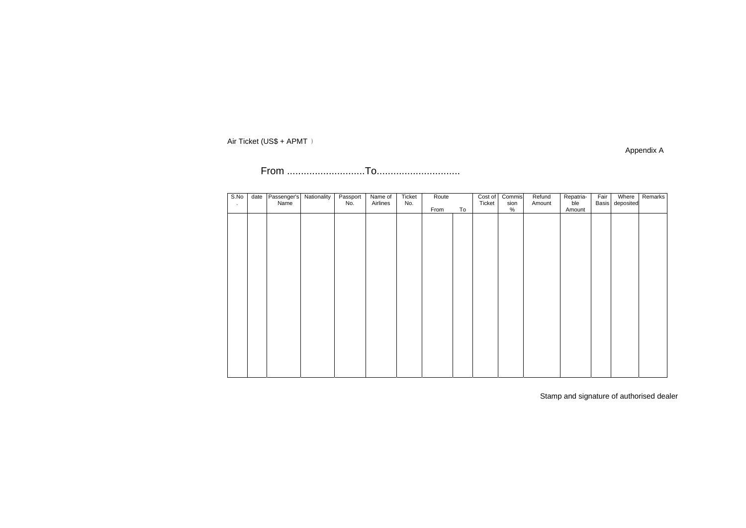Air Ticket (US$ + APMT )

Appendix A

From ............................To..............................

| S.No. | date | Passenger's Name | Nationality | Passport No. | Name of Airlines | Ticket No. | Route | | Cost of Ticket | Commission % | Refund Amount | Repatriable Amount | Fair Basis | Where deposited | Remarks |
|---|---|---|---|---|---|---|---|---|---|---|---|---|---|---|---|
| | | | | | | | From | To | | | | | | | |
| | | | | | | | | | | | | | | | |

Stamp and signature of authorised dealer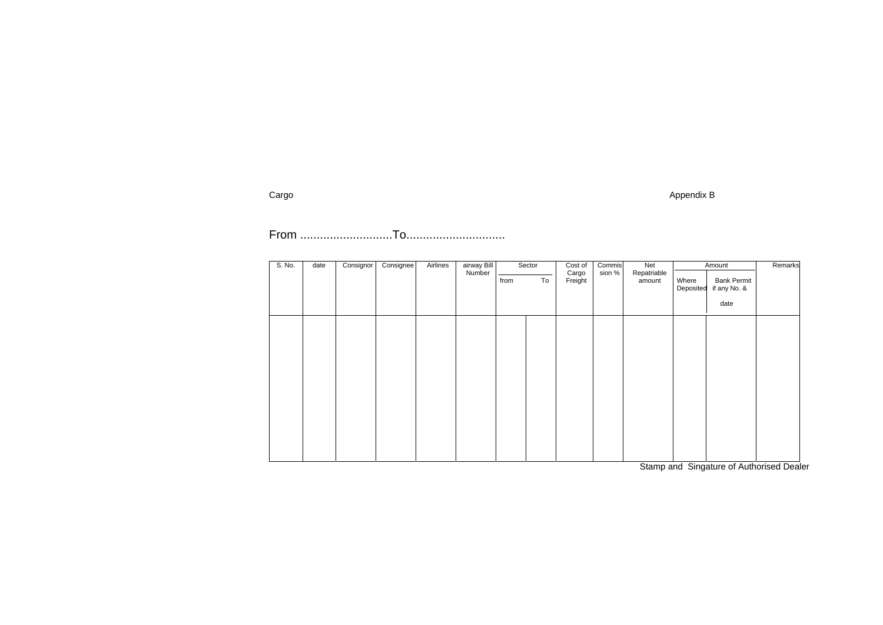Cargo

Appendix B

From ............................To..............................

| S. No. | date | Consignor | Consignee | Airlines | airway Bill Number | Sector | | Cost of Cargo Freight | Commission % | Net Repatriable amount | Amount | | Remarks |
|---|---|---|---|---|---|---|---|---|---|---|---|---|---|
| | | | | | | from | To | | | | Where Deposited | Bank Permit if any No. & date | |
| | | | | | | | | | | | | | |

Stamp and Singature of Authorised Dealer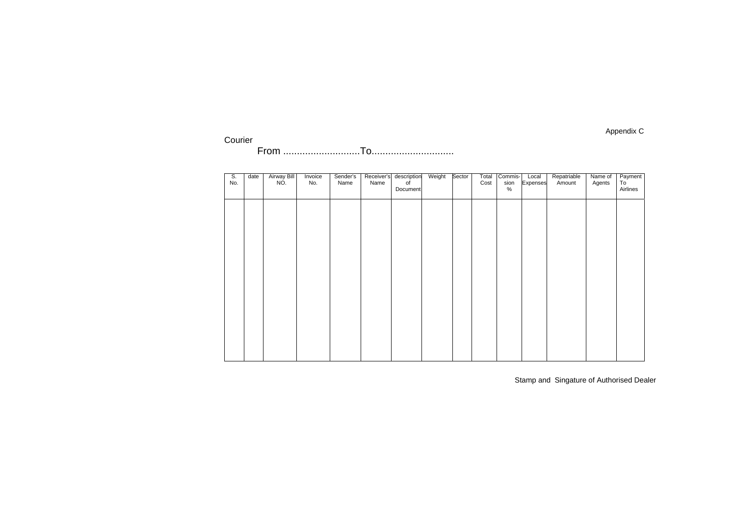Appendix C

Courier

From ............................To..............................

| S. No. | date | Airway Bill NO. | Invoice No. | Sender's Name | Receiver's Name | description of Document | Weight | Sector | Total Cost | Commis-sion % | Local Expenses | Repatriable Amount | Name of Agents | Payment To Airlines |
|---|---|---|---|---|---|---|---|---|---|---|---|---|---|---|
| | | | | | | | | | | | | | | |

Stamp and Singature of Authorised Dealer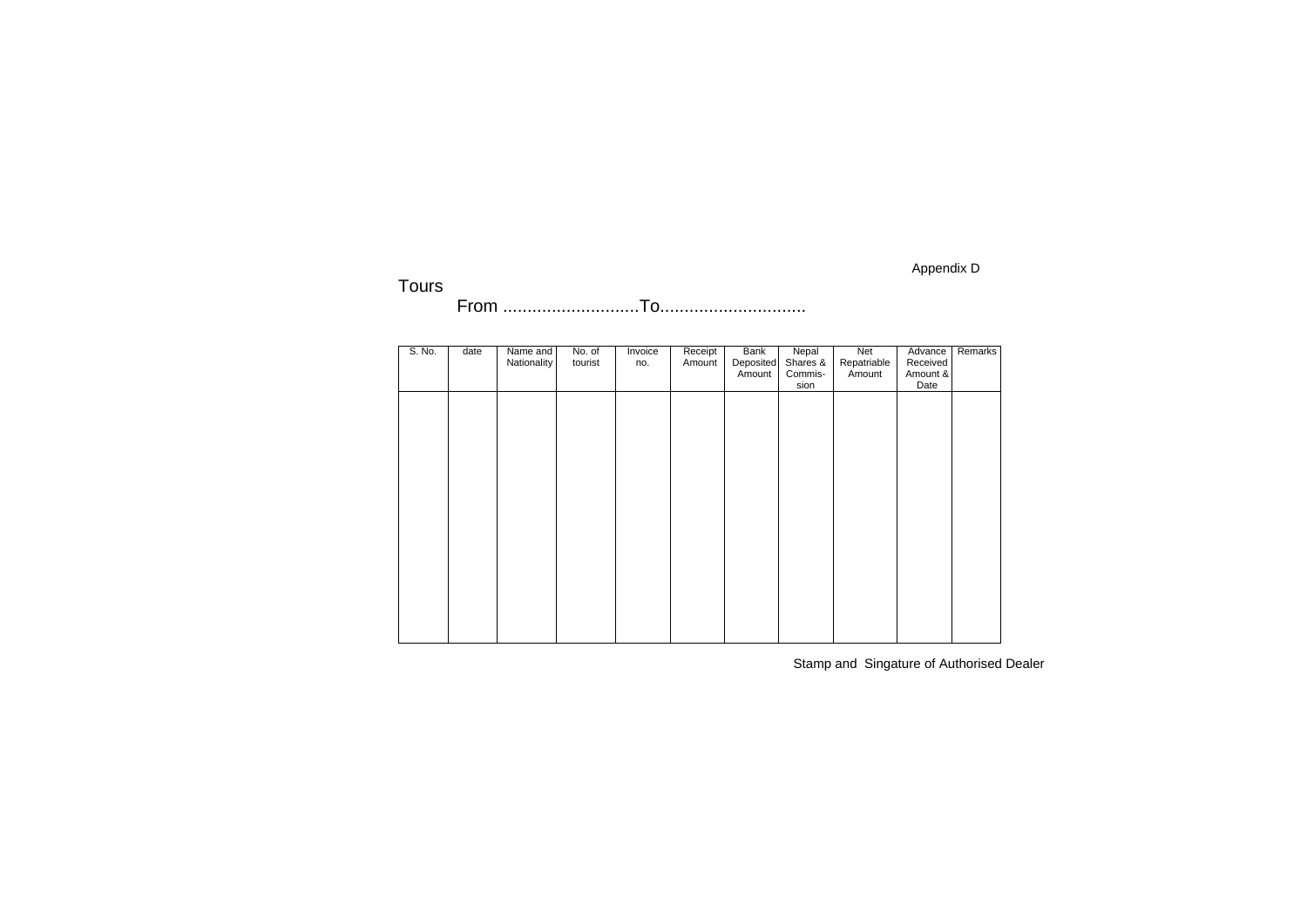Appendix D

Tours

From ............................To..............................

| S. No. | date | Name and Nationality | No. of tourist | Invoice no. | Receipt Amount | Bank Deposited Amount | Nepal Shares & Commis-sion | Net Repatriable Amount | Advance Received Amount & Date | Remarks |
|---|---|---|---|---|---|---|---|---|---|---|
| | | | | | | | | | | |

Stamp and Singature of Authorised Dealer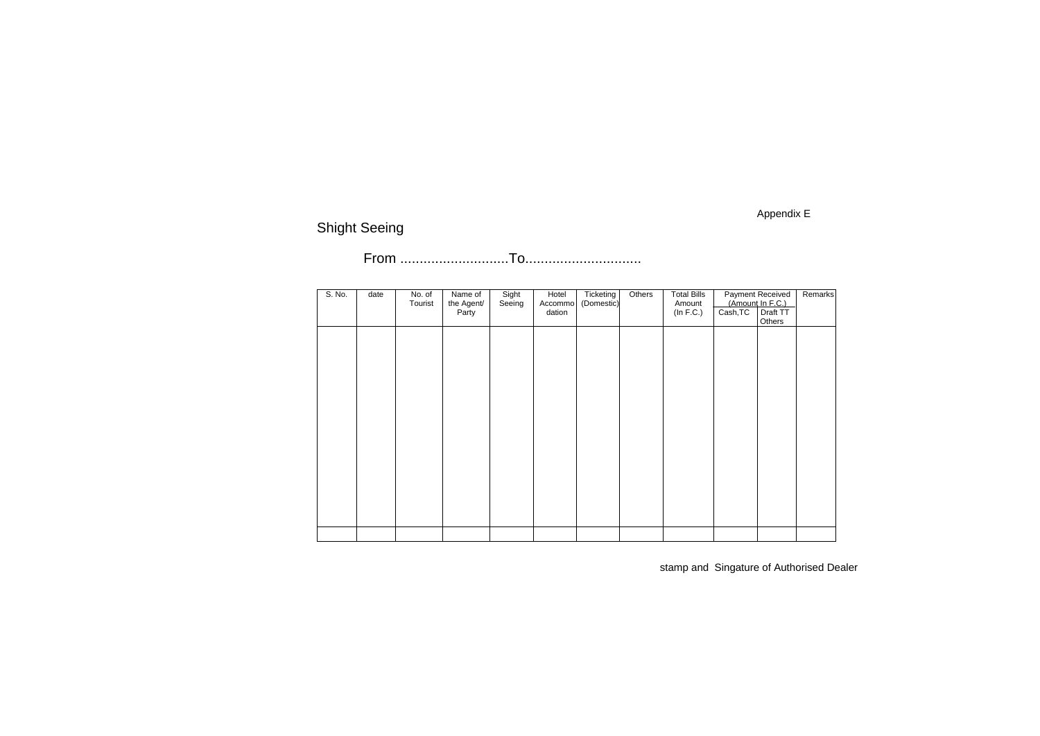Appendix E

## Shight Seeing

From ............................To..............................

| S. No. | date | No. of Tourist | Name of the Agent/ Party | Sight Seeing | Hotel Accommo dation | Ticketing (Domestic) | Others | Total Bills Amount (In F.C.) | Payment Received (Amount In F.C.) | | Remarks |
|---|---|---|---|---|---|---|---|---|---|---|---|
| | | | | | | | | | Cash,TC | Draft TT Others | |
| | | | | | | | | | | | |
| | | | | | | | | | | | |

stamp and Singature of Authorised Dealer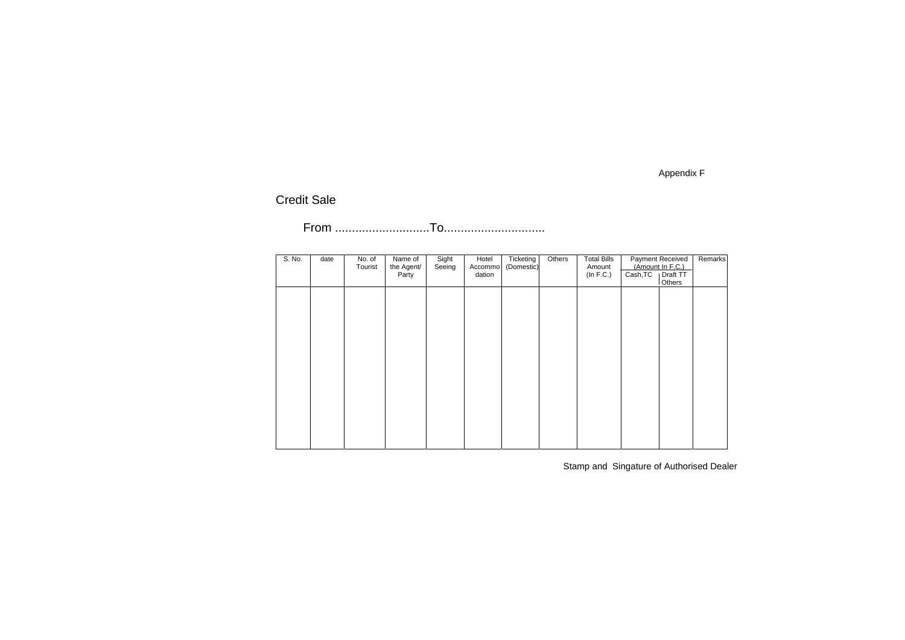Appendix F

## Credit Sale

From ............................To..............................

| S. No. | date | No. of Tourist | Name of the Agent/ Party | Sight Seeing | Hotel Accommodation | Ticketing (Domestic) | Others | Total Bills Amount (In F.C.) | Payment Received (Amount In F.C.) | | Remarks |
|---|---|---|---|---|---|---|---|---|---|---|---|
| | | | | | | | | | Cash,TC | Draft TT Others | |
| | | | | | | | | | | | |

Stamp and Singature of Authorised Dealer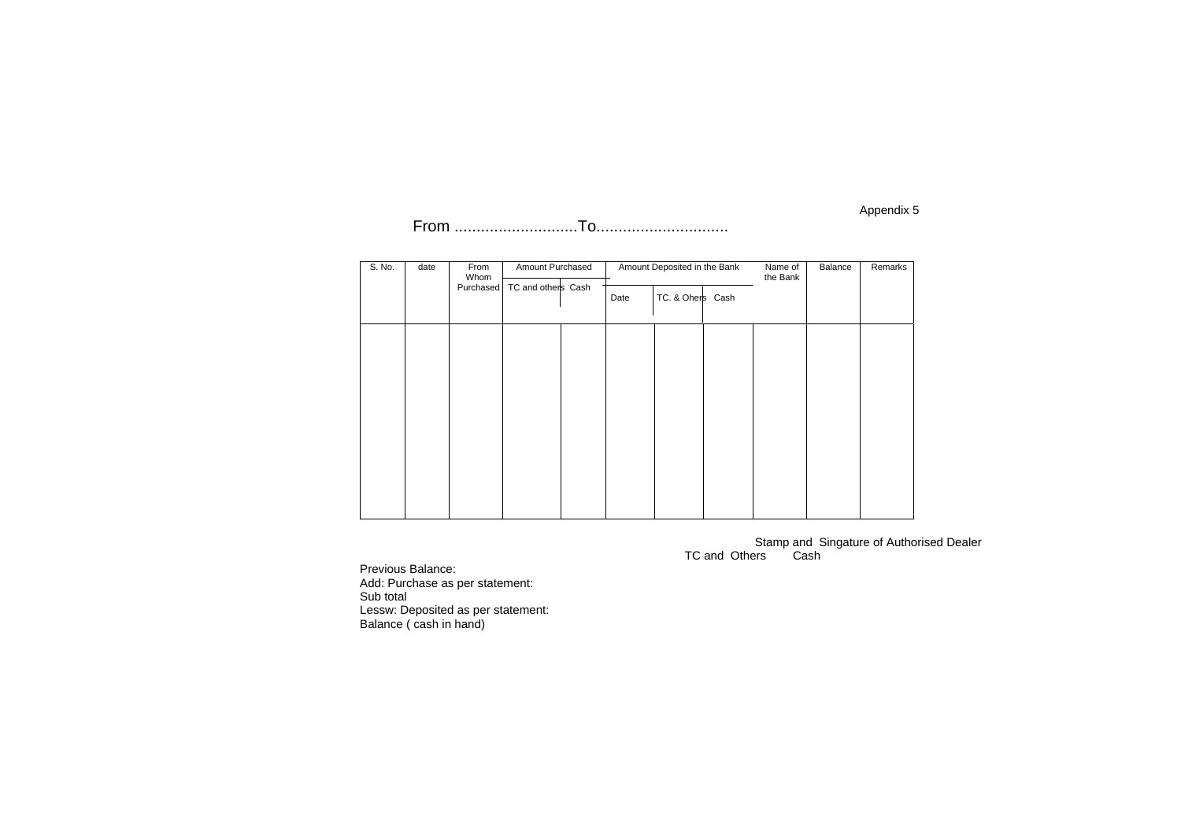Appendix 5

From ............................To..............................

| S. No. | date | From Whom Purchased | Amount Purchased | | Amount Deposited in the Bank | | | Name of the Bank | Balance | Remarks |
|---|---|---|---|---|---|---|---|---|---|---|
| | | | TC and others | Cash | Date | TC. & Ohers | Cash | | | |
| | | | | | | | | | | |

Stamp and Singature of Authorised Dealer

TC and Others Cash

Previous Balance:
Add: Purchase as per statement:
Sub total
Lessw: Deposited as per statement:
Balance ( cash in hand)